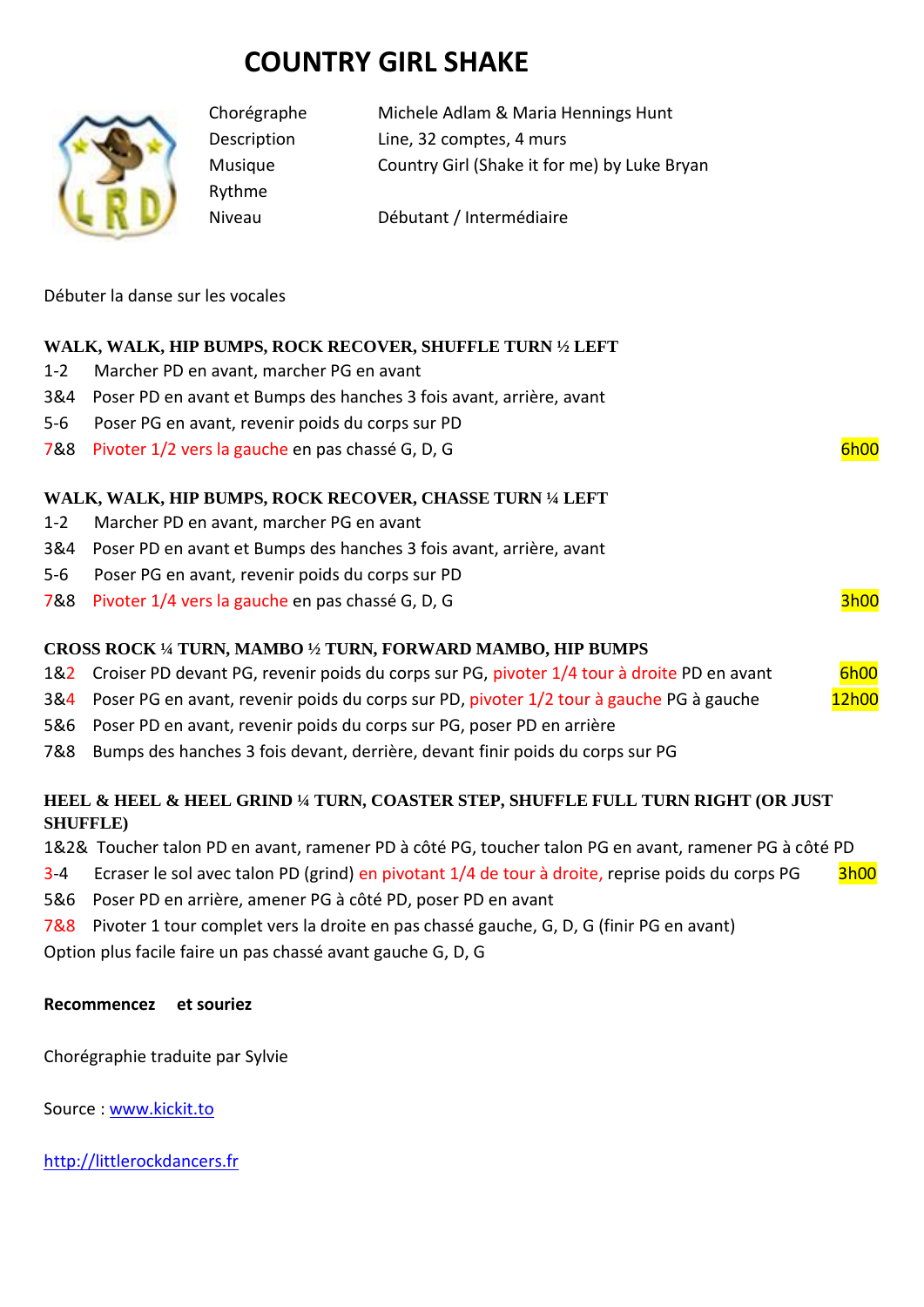# COUNTRY GIRL SHAKE

| | |
|---|---|
| Chorégraphe | Michele Adlam & Maria Hennings Hunt |
| Description | Line, 32 comptes, 4 murs |
| Musique | Country Girl (Shake it for me) by Luke Bryan |
| Rythme | |
| Niveau | Débutant / Intermédiaire |

Débuter la danse sur les vocales

**WALK, WALK, HIP BUMPS, ROCK RECOVER, SHUFFLE TURN ½ LEFT**

1-2 Marcher PD en avant, marcher PG en avant
3&4 Poser PD en avant et Bumps des hanches 3 fois avant, arrière, avant
5-6 Poser PG en avant, revenir poids du corps sur PD
7&8 Pivoter 1/2 vers la gauche en pas chassé G, D, G — 6h00

**WALK, WALK, HIP BUMPS, ROCK RECOVER, CHASSE TURN ¼ LEFT**

1-2 Marcher PD en avant, marcher PG en avant
3&4 Poser PD en avant et Bumps des hanches 3 fois avant, arrière, avant
5-6 Poser PG en avant, revenir poids du corps sur PD
7&8 Pivoter 1/4 vers la gauche en pas chassé G, D, G — 3h00

**CROSS ROCK ¼ TURN, MAMBO ½ TURN, FORWARD MAMBO, HIP BUMPS**

1&2 Croiser PD devant PG, revenir poids du corps sur PG, pivoter 1/4 tour à droite PD en avant — 6h00
3&4 Poser PG en avant, revenir poids du corps sur PD, pivoter 1/2 tour à gauche PG à gauche — 12h00
5&6 Poser PD en avant, revenir poids du corps sur PG, poser PD en arrière
7&8 Bumps des hanches 3 fois devant, derrière, devant finir poids du corps sur PG

**HEEL & HEEL & HEEL GRIND ¼ TURN, COASTER STEP, SHUFFLE FULL TURN RIGHT (OR JUST SHUFFLE)**

1&2& Toucher talon PD en avant, ramener PD à côté PG, toucher talon PG en avant, ramener PG à côté PD
3-4 Ecraser le sol avec talon PD (grind) en pivotant 1/4 de tour à droite, reprise poids du corps PG — 3h00
5&6 Poser PD en arrière, amener PG à côté PD, poser PD en avant
7&8 Pivoter 1 tour complet vers la droite en pas chassé gauche, G, D, G (finir PG en avant)
Option plus facile faire un pas chassé avant gauche G, D, G

**Recommencez et souriez**

Chorégraphie traduite par Sylvie

Source : [www.kickit.to](http://www.kickit.to)

[http://littlerockdancers.fr](http://littlerockdancers.fr)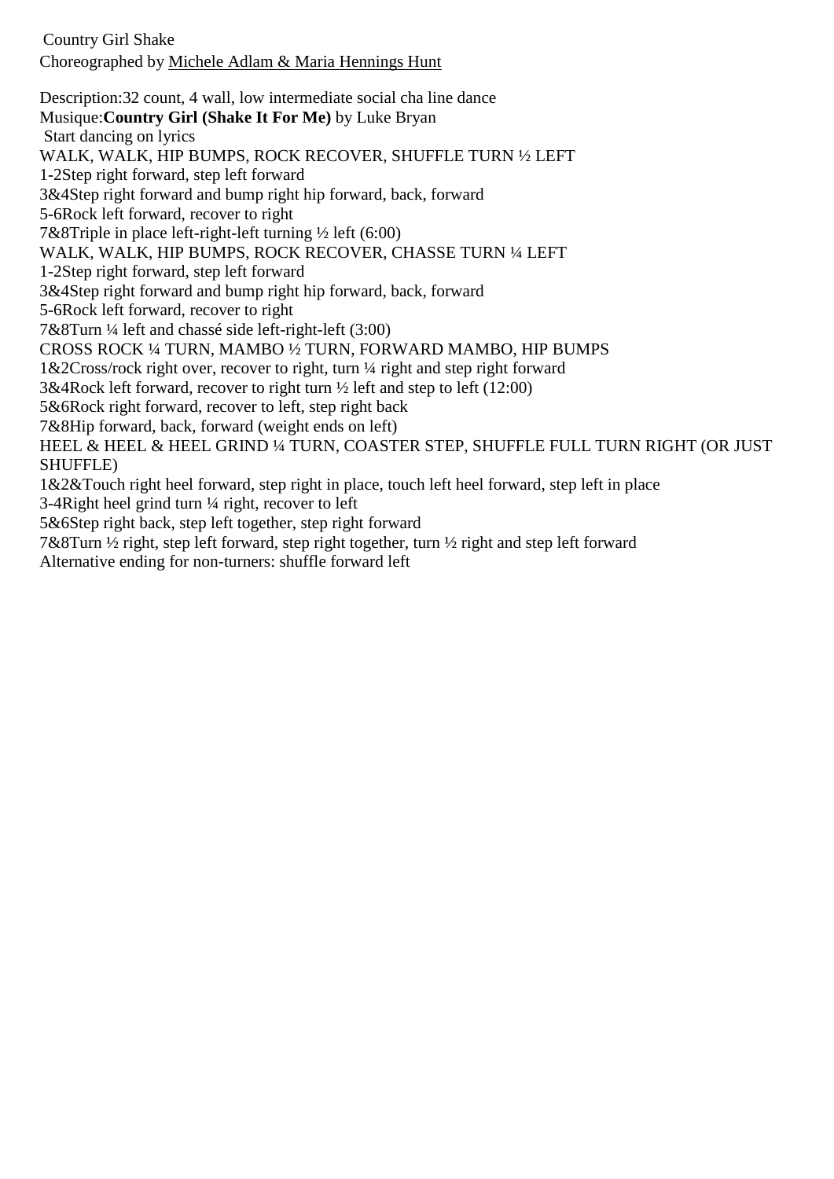Country Girl Shake

Choreographed by Michele Adlam & Maria Hennings Hunt

Description:32 count, 4 wall, low intermediate social cha line dance

Musique:**Country Girl (Shake It For Me)** by Luke Bryan

Start dancing on lyrics

WALK, WALK, HIP BUMPS, ROCK RECOVER, SHUFFLE TURN ½ LEFT

1-2Step right forward, step left forward

3&4Step right forward and bump right hip forward, back, forward

5-6Rock left forward, recover to right

7&8Triple in place left-right-left turning ½ left (6:00)

WALK, WALK, HIP BUMPS, ROCK RECOVER, CHASSE TURN ¼ LEFT

1-2Step right forward, step left forward

3&4Step right forward and bump right hip forward, back, forward

5-6Rock left forward, recover to right

7&8Turn ¼ left and chassé side left-right-left (3:00)

CROSS ROCK ¼ TURN, MAMBO ½ TURN, FORWARD MAMBO, HIP BUMPS

1&2Cross/rock right over, recover to right, turn ¼ right and step right forward

3&4Rock left forward, recover to right turn ½ left and step to left (12:00)

5&6Rock right forward, recover to left, step right back

7&8Hip forward, back, forward (weight ends on left)

HEEL & HEEL & HEEL GRIND ¼ TURN, COASTER STEP, SHUFFLE FULL TURN RIGHT (OR JUST SHUFFLE)

1&2&Touch right heel forward, step right in place, touch left heel forward, step left in place

3-4Right heel grind turn ¼ right, recover to left

5&6Step right back, step left together, step right forward

7&8Turn ½ right, step left forward, step right together, turn ½ right and step left forward

Alternative ending for non-turners: shuffle forward left